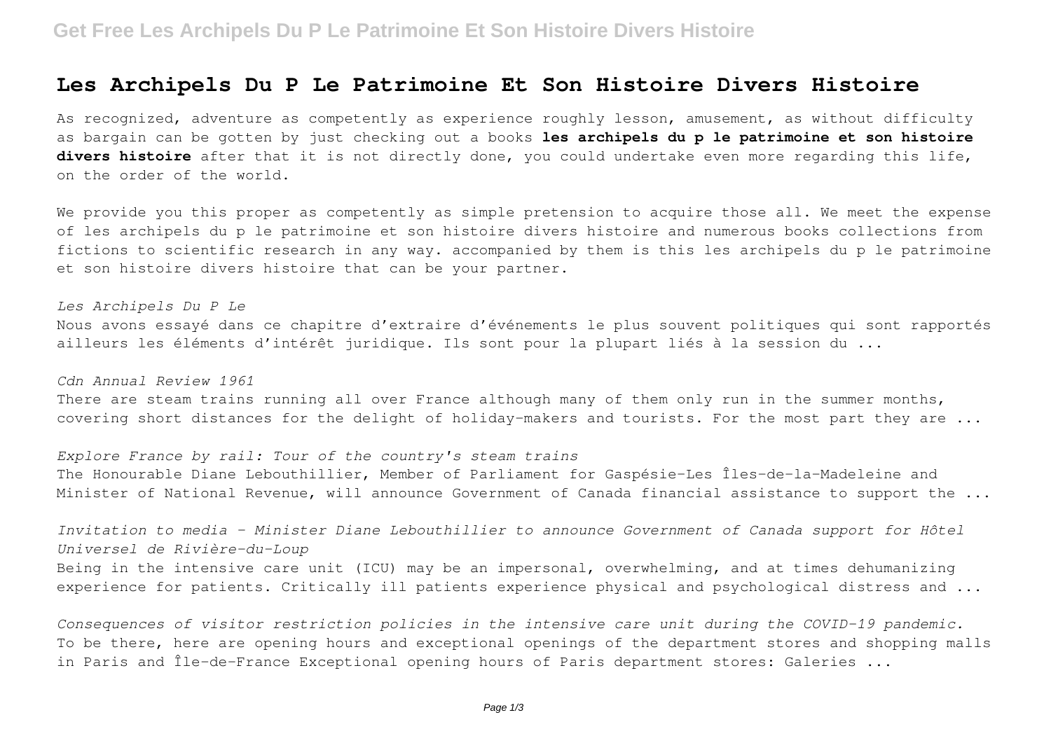# Les Archipels Du P Le Patrimoine Et Son Histoire Divers Histoire

As recognized, adventure as competently as experience roughly lesson, amusement, as without difficulty as bargain can be gotten by just checking out a books **les archipels du p le patrimoine et son histoire divers histoire** after that it is not directly done, you could undertake even more regarding this life, on the order of the world.

We provide you this proper as competently as simple pretension to acquire those all. We meet the expense of les archipels du p le patrimoine et son histoire divers histoire and numerous books collections from fictions to scientific research in any way. accompanied by them is this les archipels du p le patrimoine et son histoire divers histoire that can be your partner.

*Les Archipels Du P Le*

Nous avons essayé dans ce chapitre d'extraire d'événements le plus souvent politiques qui sont rapportés ailleurs les éléments d'intérêt juridique. Ils sont pour la plupart liés à la session du ...

*Cdn Annual Review 1961*

There are steam trains running all over France although many of them only run in the summer months, covering short distances for the delight of holiday-makers and tourists. For the most part they are ...

*Explore France by rail: Tour of the country's steam trains*

The Honourable Diane Lebouthillier, Member of Parliament for Gaspésie-Les Îles-de-la-Madeleine and Minister of National Revenue, will announce Government of Canada financial assistance to support the ...

*Invitation to media - Minister Diane Lebouthillier to announce Government of Canada support for Hôtel Universel de Rivière-du-Loup*

Being in the intensive care unit (ICU) may be an impersonal, overwhelming, and at times dehumanizing experience for patients. Critically ill patients experience physical and psychological distress and ...

*Consequences of visitor restriction policies in the intensive care unit during the COVID-19 pandemic.*

To be there, here are opening hours and exceptional openings of the department stores and shopping malls in Paris and Île-de-France Exceptional opening hours of Paris department stores: Galeries ...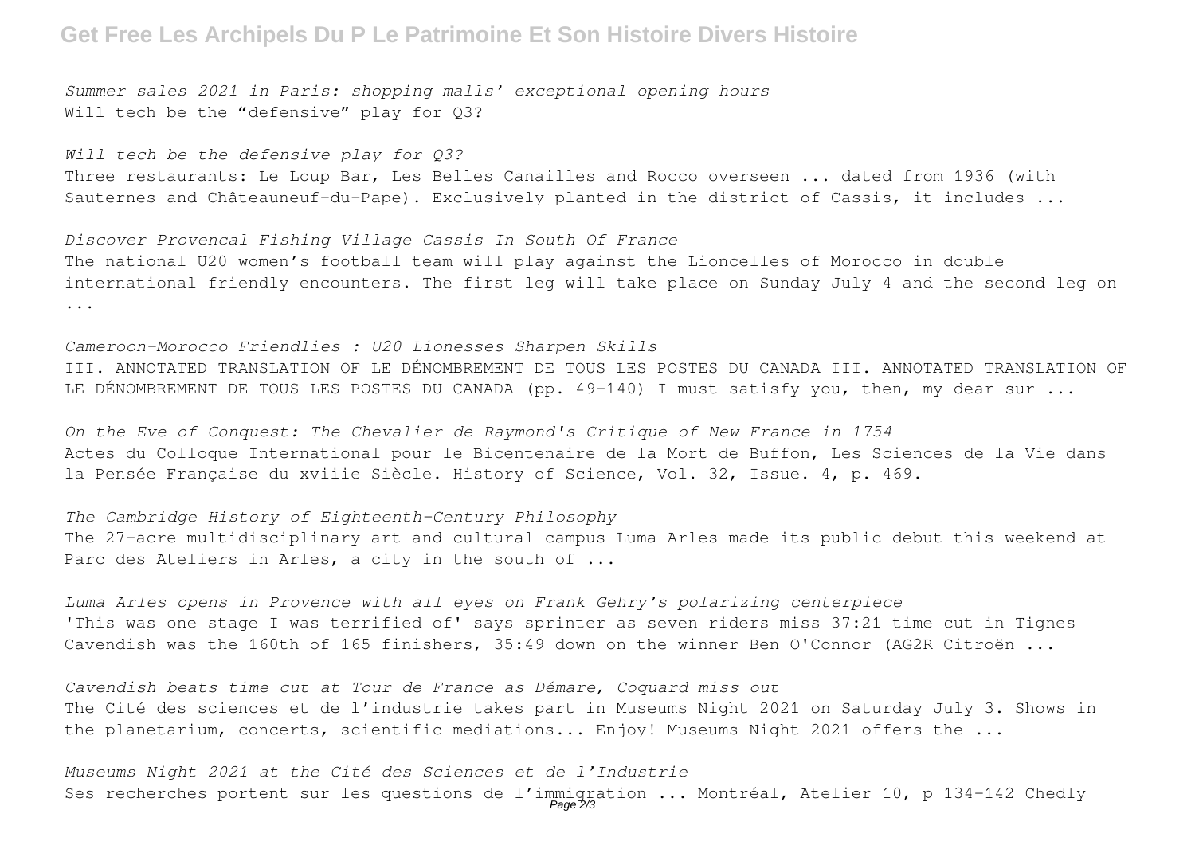*Summer sales 2021 in Paris: shopping malls' exceptional opening hours*
Will tech be the "defensive" play for Q3?

*Will tech be the defensive play for Q3?*
Three restaurants: Le Loup Bar, Les Belles Canailles and Rocco overseen ... dated from 1936 (with Sauternes and Châteauneuf-du-Pape). Exclusively planted in the district of Cassis, it includes ...

*Discover Provencal Fishing Village Cassis In South Of France*
The national U20 women's football team will play against the Lioncelles of Morocco in double international friendly encounters. The first leg will take place on Sunday July 4 and the second leg on ...

*Cameroon-Morocco Friendlies : U20 Lionesses Sharpen Skills*
III. ANNOTATED TRANSLATION OF LE DÉNOMBREMENT DE TOUS LES POSTES DU CANADA III. ANNOTATED TRANSLATION OF LE DÉNOMBREMENT DE TOUS LES POSTES DU CANADA (pp. 49-140) I must satisfy you, then, my dear sur ...

*On the Eve of Conquest: The Chevalier de Raymond's Critique of New France in 1754*
Actes du Colloque International pour le Bicentenaire de la Mort de Buffon, Les Sciences de la Vie dans la Pensée Française du xviiie Siècle. History of Science, Vol. 32, Issue. 4, p. 469.

*The Cambridge History of Eighteenth-Century Philosophy*
The 27-acre multidisciplinary art and cultural campus Luma Arles made its public debut this weekend at Parc des Ateliers in Arles, a city in the south of ...

*Luma Arles opens in Provence with all eyes on Frank Gehry's polarizing centerpiece*
'This was one stage I was terrified of' says sprinter as seven riders miss 37:21 time cut in Tignes Cavendish was the 160th of 165 finishers, 35:49 down on the winner Ben O'Connor (AG2R Citroën ...

*Cavendish beats time cut at Tour de France as Démare, Coquard miss out*
The Cité des sciences et de l'industrie takes part in Museums Night 2021 on Saturday July 3. Shows in the planetarium, concerts, scientific mediations... Enjoy! Museums Night 2021 offers the ...

*Museums Night 2021 at the Cité des Sciences et de l'Industrie*
Ses recherches portent sur les questions de l'immigration ... Montréal, Atelier 10, p 134-142 Chedly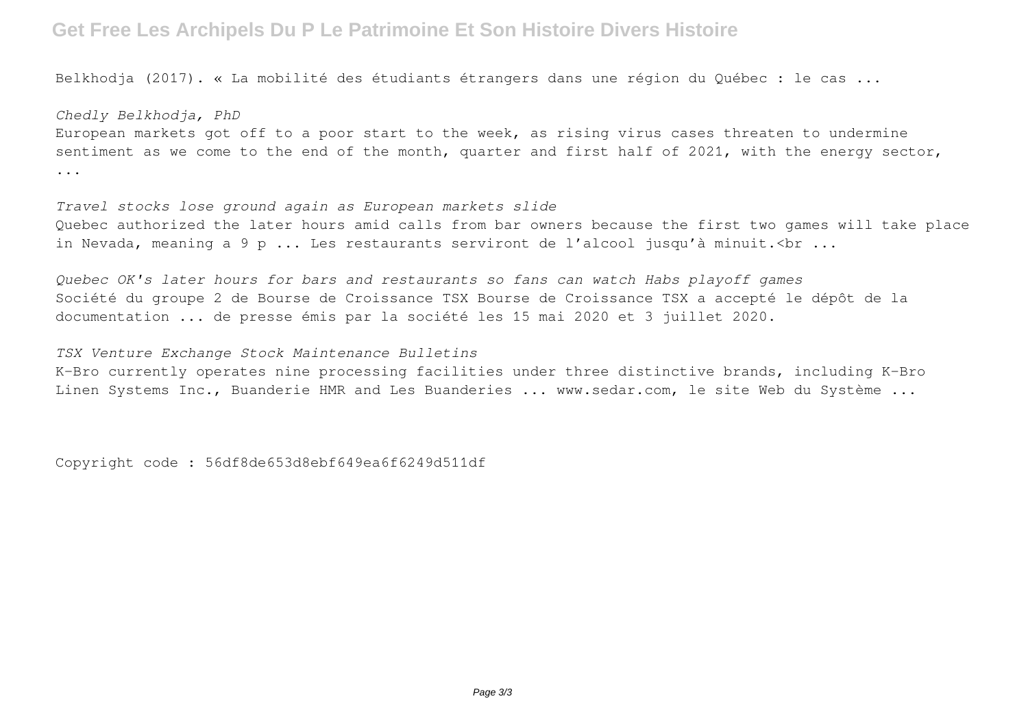Belkhodja (2017). « La mobilité des étudiants étrangers dans une région du Québec : le cas ...

*Chedly Belkhodja, PhD*

European markets got off to a poor start to the week, as rising virus cases threaten to undermine sentiment as we come to the end of the month, quarter and first half of 2021, with the energy sector, ...

*Travel stocks lose ground again as European markets slide*

Quebec authorized the later hours amid calls from bar owners because the first two games will take place in Nevada, meaning a 9 p ... Les restaurants serviront de l'alcool jusqu'à minuit.<br ...

*Quebec OK's later hours for bars and restaurants so fans can watch Habs playoff games*

Société du groupe 2 de Bourse de Croissance TSX Bourse de Croissance TSX a accepté le dépôt de la documentation ... de presse émis par la société les 15 mai 2020 et 3 juillet 2020.

*TSX Venture Exchange Stock Maintenance Bulletins*

K-Bro currently operates nine processing facilities under three distinctive brands, including K-Bro Linen Systems Inc., Buanderie HMR and Les Buanderies ... www.sedar.com, le site Web du Système ...

Copyright code : 56df8de653d8ebf649ea6f6249d511df